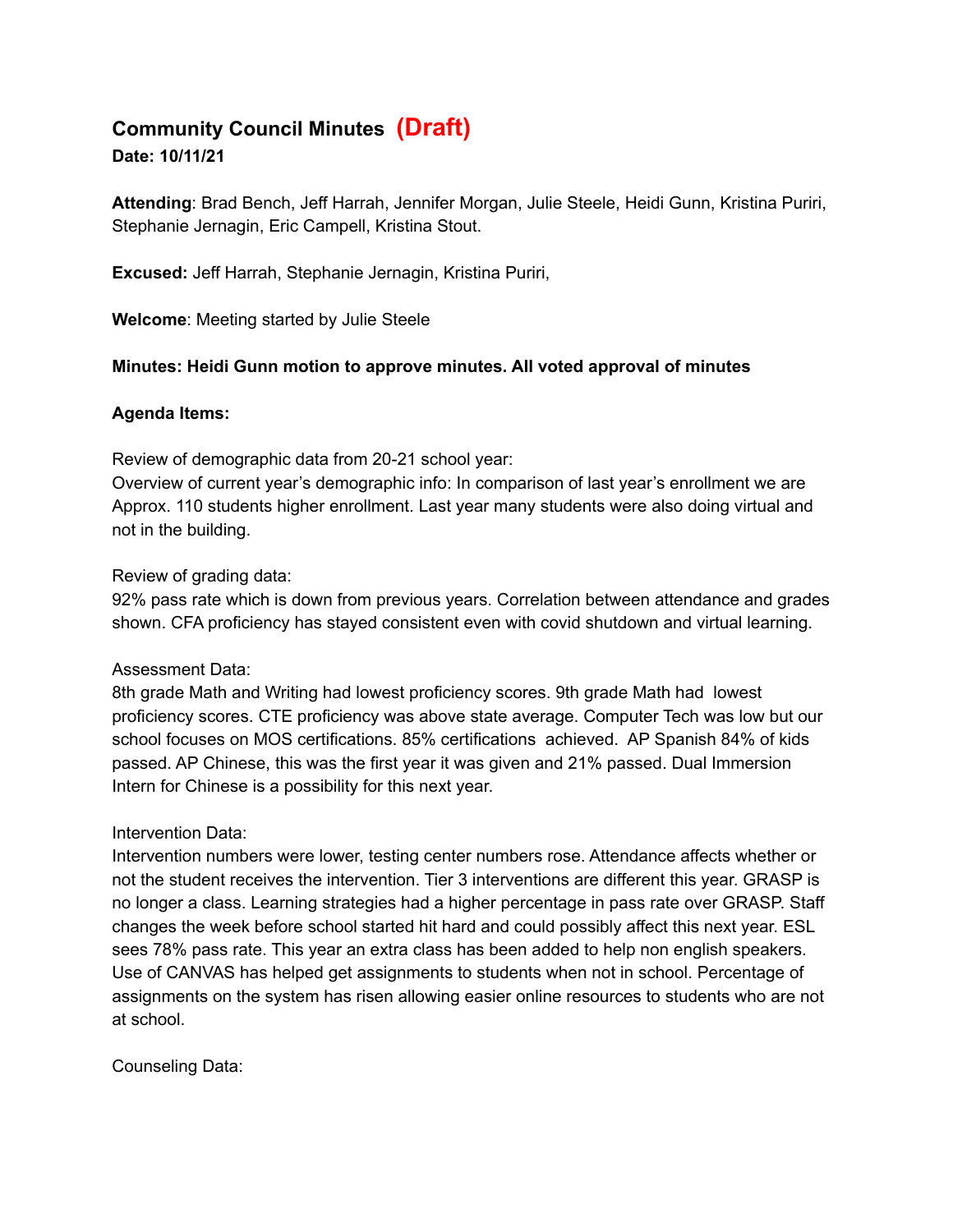# Community Council Minutes **(Draft)**

**Date: 10/11/21**

**Attending**: Brad Bench, Jeff Harrah, Jennifer Morgan, Julie Steele, Heidi Gunn, Kristina Puriri, Stephanie Jernagin, Eric Campell, Kristina Stout.

**Excused:** Jeff Harrah, Stephanie Jernagin, Kristina Puriri,

**Welcome**: Meeting started by Julie Steele

**Minutes: Heidi Gunn motion to approve minutes. All voted approval of minutes**

**Agenda Items:**

Review of demographic data from 20-21 school year:
Overview of current year's demographic info: In comparison of last year's enrollment we are Approx. 110 students higher enrollment. Last year many students were also doing virtual and not in the building.

Review of grading data:
92% pass rate which is down from previous years. Correlation between attendance and grades shown. CFA proficiency has stayed consistent even with covid shutdown and virtual learning.

Assessment Data:
8th grade Math and Writing had lowest proficiency scores. 9th grade Math had lowest proficiency scores. CTE proficiency was above state average. Computer Tech was low but our school focuses on MOS certifications. 85% certifications achieved. AP Spanish 84% of kids passed. AP Chinese, this was the first year it was given and 21% passed. Dual Immersion Intern for Chinese is a possibility for this next year.

Intervention Data:
Intervention numbers were lower, testing center numbers rose. Attendance affects whether or not the student receives the intervention. Tier 3 interventions are different this year. GRASP is no longer a class. Learning strategies had a higher percentage in pass rate over GRASP. Staff changes the week before school started hit hard and could possibly affect this next year. ESL sees 78% pass rate. This year an extra class has been added to help non english speakers. Use of CANVAS has helped get assignments to students when not in school. Percentage of assignments on the system has risen allowing easier online resources to students who are not at school.

Counseling Data: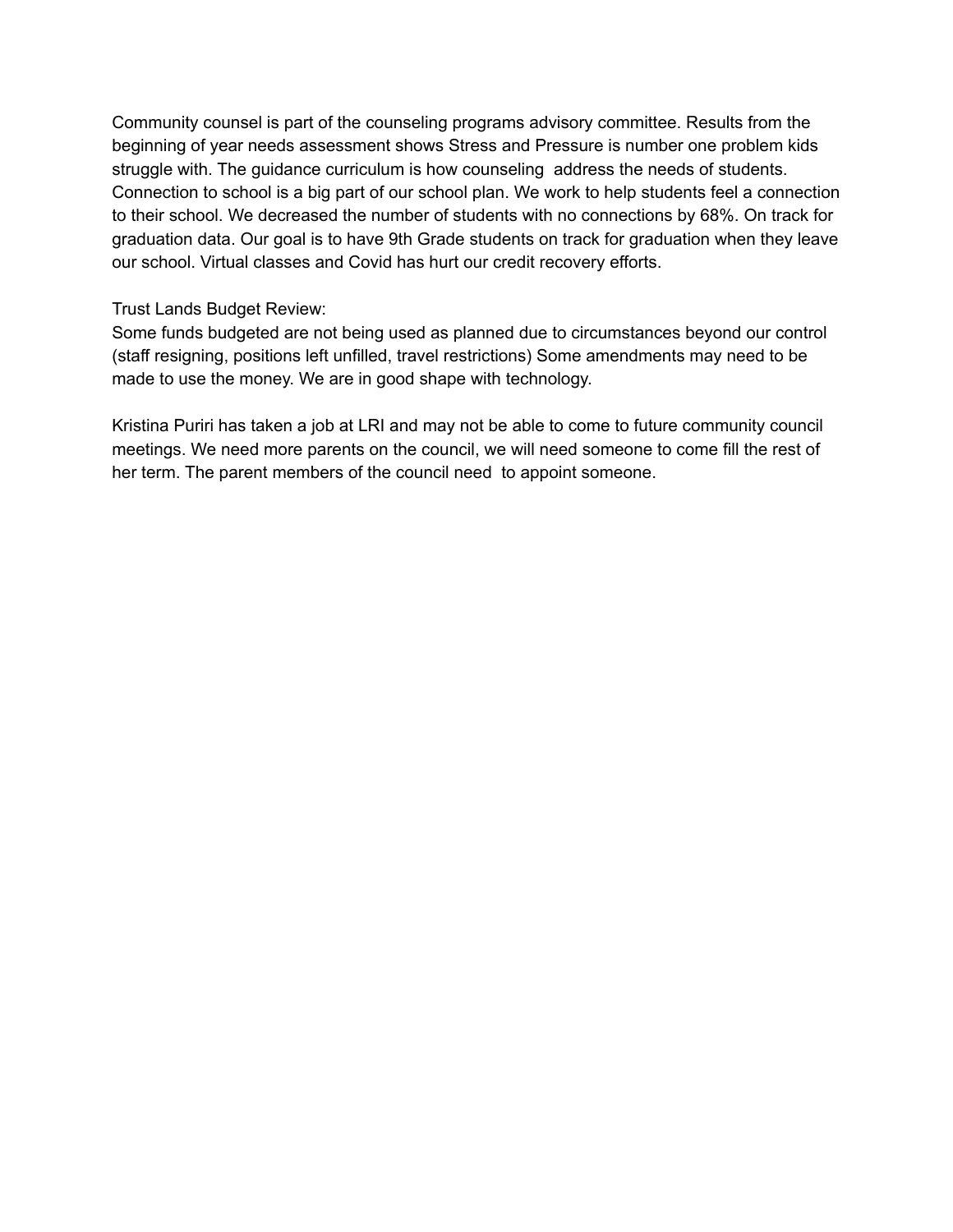Community counsel is part of the counseling programs advisory committee. Results from the beginning of year needs assessment shows Stress and Pressure is number one problem kids struggle with. The guidance curriculum is how counseling  address the needs of students. Connection to school is a big part of our school plan. We work to help students feel a connection to their school. We decreased the number of students with no connections by 68%. On track for graduation data. Our goal is to have 9th Grade students on track for graduation when they leave our school. Virtual classes and Covid has hurt our credit recovery efforts.

Trust Lands Budget Review:
Some funds budgeted are not being used as planned due to circumstances beyond our control (staff resigning, positions left unfilled, travel restrictions) Some amendments may need to be made to use the money. We are in good shape with technology.

Kristina Puriri has taken a job at LRI and may not be able to come to future community council meetings. We need more parents on the council, we will need someone to come fill the rest of her term. The parent members of the council need  to appoint someone.